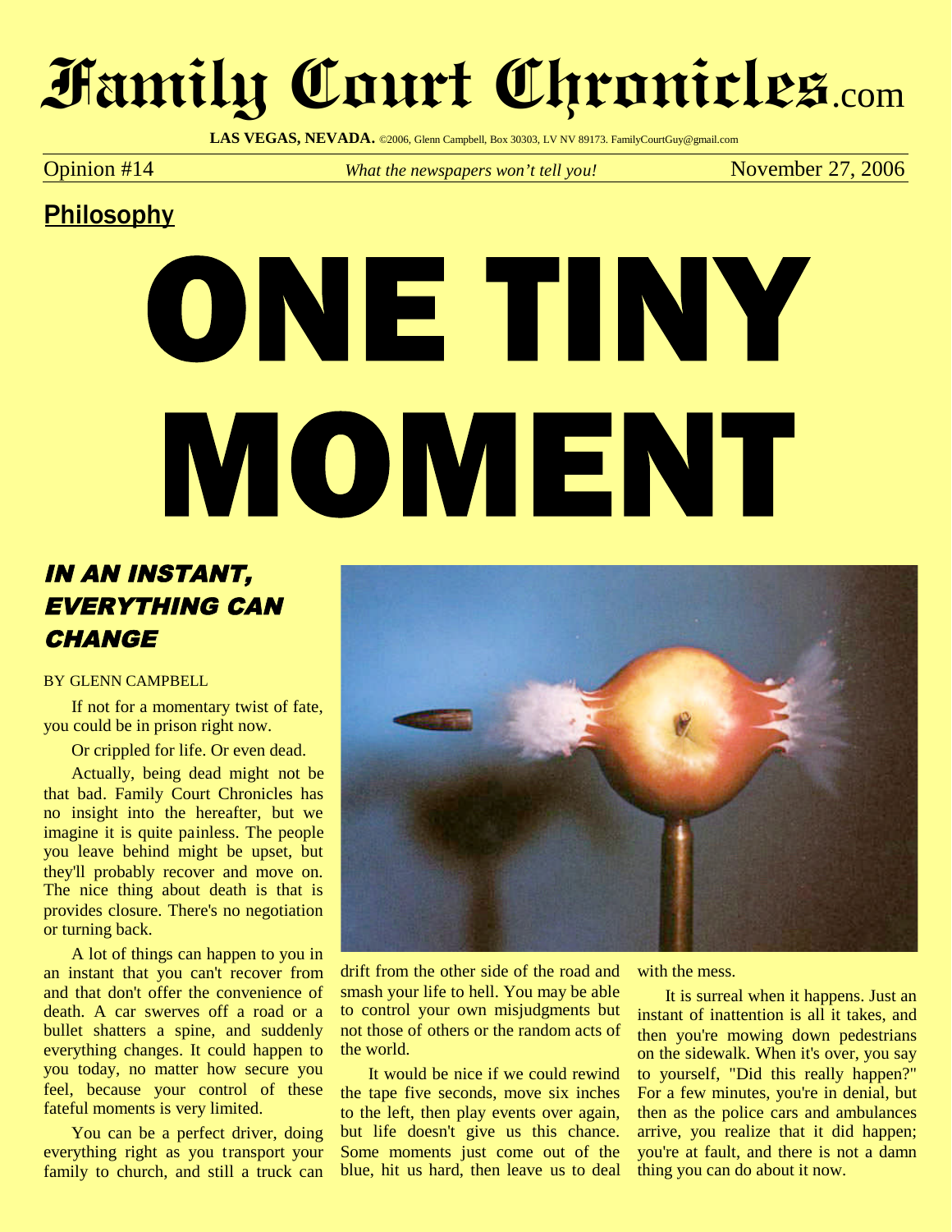# Family Court Chronicles.com

**LAS VEGAS, NEVADA.** ©2006, Glenn Campbell, Box 30303, LV NV 89173. FamilyCourtGuy@gmail.com

Opinion #14 — *What the newspapers won't tell you!* — November 27, 2006

## Philosophy

# ONE TINY MOMENT

### *IN AN INSTANT, EVERYTHING CAN CHANGE*

BY GLENN CAMPBELL

If not for a momentary twist of fate, you could be in prison right now.

Or crippled for life. Or even dead.

Actually, being dead might not be that bad. Family Court Chronicles has no insight into the hereafter, but we imagine it is quite painless. The people you leave behind might be upset, but they'll probably recover and move on. The nice thing about death is that is provides closure. There's no negotiation or turning back.

A lot of things can happen to you in an instant that you can't recover from and that don't offer the convenience of death. A car swerves off a road or a bullet shatters a spine, and suddenly everything changes. It could happen to you today, no matter how secure you feel, because your control of these fateful moments is very limited.

You can be a perfect driver, doing everything right as you transport your family to church, and still a truck can drift from the other side of the road and smash your life to hell. You may be able to control your own misjudgments but not those of others or the random acts of the world.

It would be nice if we could rewind the tape five seconds, move six inches to the left, then play events over again, but life doesn't give us this chance. Some moments just come out of the blue, hit us hard, then leave us to deal with the mess.

It is surreal when it happens. Just an instant of inattention is all it takes, and then you're mowing down pedestrians on the sidewalk. When it's over, you say to yourself, "Did this really happen?" For a few minutes, you're in denial, but then as the police cars and ambulances arrive, you realize that it did happen; you're at fault, and there is not a damn thing you can do about it now.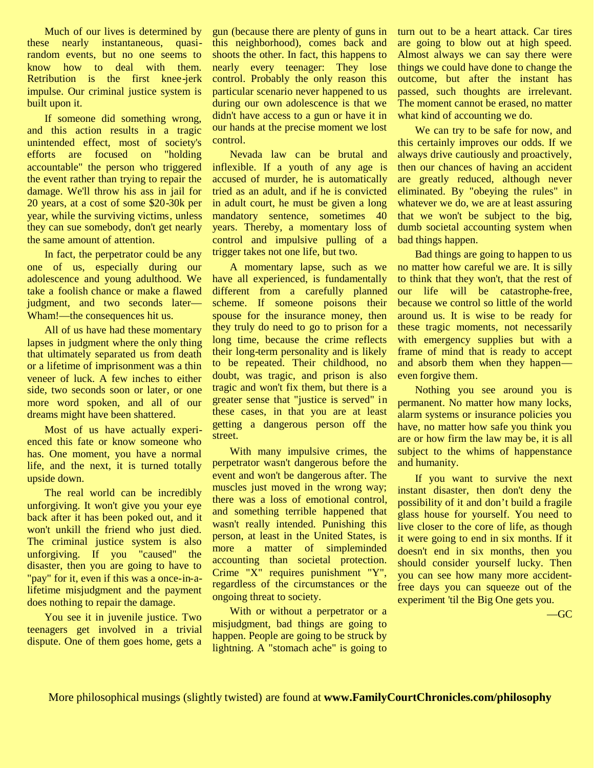Much of our lives is determined by these nearly instantaneous, quasi-random events, but no one seems to know how to deal with them. Retribution is the first knee-jerk impulse. Our criminal justice system is built upon it.

If someone did something wrong, and this action results in a tragic unintended effect, most of society's efforts are focused on "holding accountable" the person who triggered the event rather than trying to repair the damage. We'll throw his ass in jail for 20 years, at a cost of some $20-30k per year, while the surviving victims, unless they can sue somebody, don't get nearly the same amount of attention.

In fact, the perpetrator could be any one of us, especially during our adolescence and young adulthood. We take a foolish chance or make a flawed judgment, and two seconds later—Wham!—the consequences hit us.

All of us have had these momentary lapses in judgment where the only thing that ultimately separated us from death or a lifetime of imprisonment was a thin veneer of luck. A few inches to either side, two seconds soon or later, or one more word spoken, and all of our dreams might have been shattered.

Most of us have actually experienced this fate or know someone who has. One moment, you have a normal life, and the next, it is turned totally upside down.

The real world can be incredibly unforgiving. It won't give you your eye back after it has been poked out, and it won't unkill the friend who just died. The criminal justice system is also unforgiving. If you "caused" the disaster, then you are going to have to "pay" for it, even if this was a once-in-a-lifetime misjudgment and the payment does nothing to repair the damage.

You see it in juvenile justice. Two teenagers get involved in a trivial dispute. One of them goes home, gets a gun (because there are plenty of guns in this neighborhood), comes back and shoots the other. In fact, this happens to nearly every teenager: They lose control. Probably the only reason this particular scenario never happened to us during our own adolescence is that we didn't have access to a gun or have it in our hands at the precise moment we lost control.

Nevada law can be brutal and inflexible. If a youth of any age is accused of murder, he is automatically tried as an adult, and if he is convicted in adult court, he must be given a long mandatory sentence, sometimes 40 years. Thereby, a momentary loss of control and impulsive pulling of a trigger takes not one life, but two.

A momentary lapse, such as we have all experienced, is fundamentally different from a carefully planned scheme. If someone poisons their spouse for the insurance money, then they truly do need to go to prison for a long time, because the crime reflects their long-term personality and is likely to be repeated. Their childhood, no doubt, was tragic, and prison is also tragic and won't fix them, but there is a greater sense that "justice is served" in these cases, in that you are at least getting a dangerous person off the street.

With many impulsive crimes, the perpetrator wasn't dangerous before the event and won't be dangerous after. The muscles just moved in the wrong way; there was a loss of emotional control, and something terrible happened that wasn't really intended. Punishing this person, at least in the United States, is more a matter of simpleminded accounting than societal protection. Crime "X" requires punishment "Y", regardless of the circumstances or the ongoing threat to society.

With or without a perpetrator or a misjudgment, bad things are going to happen. People are going to be struck by lightning. A "stomach ache" is going to turn out to be a heart attack. Car tires are going to blow out at high speed. Almost always we can say there were things we could have done to change the outcome, but after the instant has passed, such thoughts are irrelevant. The moment cannot be erased, no matter what kind of accounting we do.

We can try to be safe for now, and this certainly improves our odds. If we always drive cautiously and proactively, then our chances of having an accident are greatly reduced, although never eliminated. By "obeying the rules" in whatever we do, we are at least assuring that we won't be subject to the big, dumb societal accounting system when bad things happen.

Bad things are going to happen to us no matter how careful we are. It is silly to think that they won't, that the rest of our life will be catastrophe-free, because we control so little of the world around us. It is wise to be ready for these tragic moments, not necessarily with emergency supplies but with a frame of mind that is ready to accept and absorb them when they happen—even forgive them.

Nothing you see around you is permanent. No matter how many locks, alarm systems or insurance policies you have, no matter how safe you think you are or how firm the law may be, it is all subject to the whims of happenstance and humanity.

If you want to survive the next instant disaster, then don't deny the possibility of it and don't build a fragile glass house for yourself. You need to live closer to the core of life, as though it were going to end in six months. If it doesn't end in six months, then you should consider yourself lucky. Then you can see how many more accident-free days you can squeeze out of the experiment 'til the Big One gets you.

—GC

More philosophical musings (slightly twisted) are found at **www.FamilyCourtChronicles.com/philosophy**